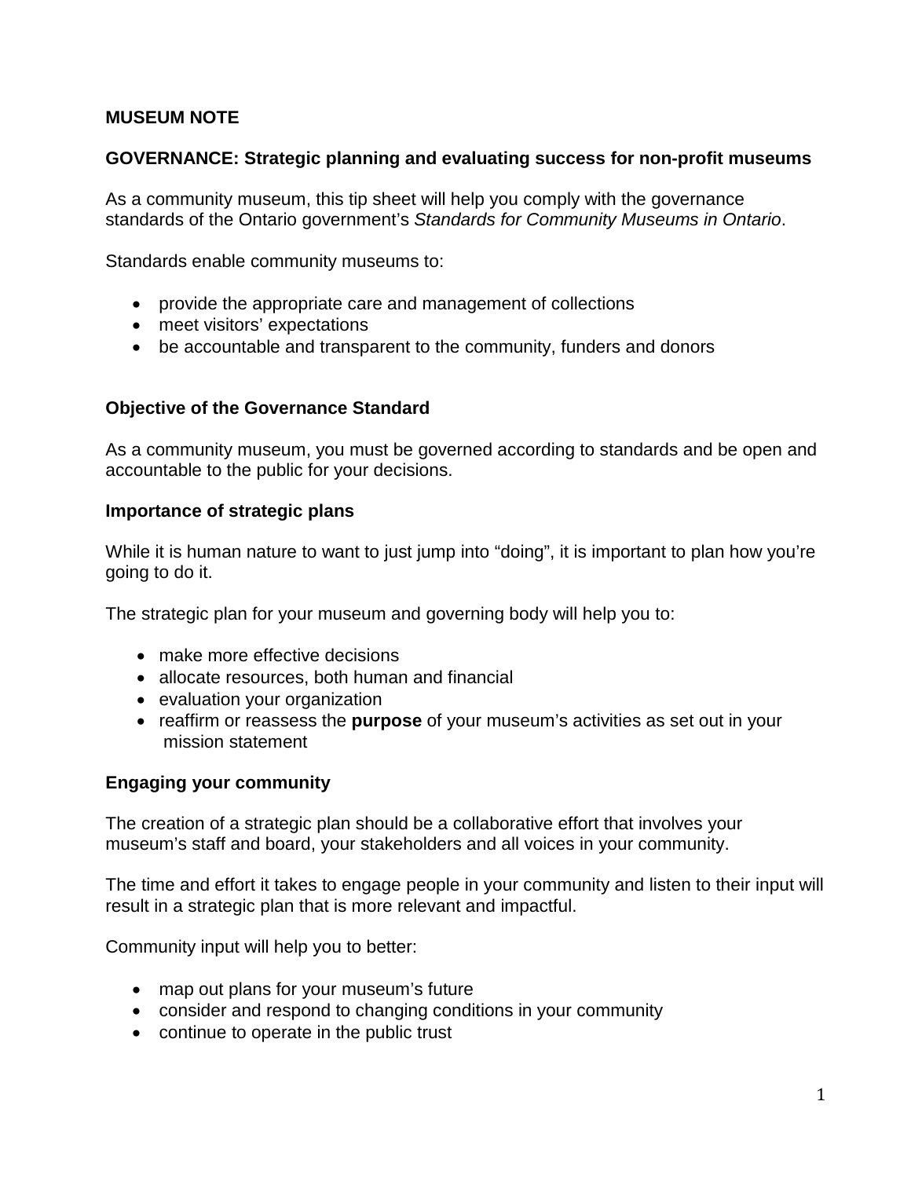**MUSEUM NOTE**

**GOVERNANCE: Strategic planning and evaluating success for non-profit museums**

As a community museum, this tip sheet will help you comply with the governance standards of the Ontario government's *Standards for Community Museums in Ontario*.

Standards enable community museums to:

- provide the appropriate care and management of collections
- meet visitors' expectations
- be accountable and transparent to the community, funders and donors

**Objective of the Governance Standard**

As a community museum, you must be governed according to standards and be open and accountable to the public for your decisions.

**Importance of strategic plans**

While it is human nature to want to just jump into "doing", it is important to plan how you're going to do it.

The strategic plan for your museum and governing body will help you to:

- make more effective decisions
- allocate resources, both human and financial
- evaluation your organization
- reaffirm or reassess the **purpose** of your museum's activities as set out in your mission statement

**Engaging your community**

The creation of a strategic plan should be a collaborative effort that involves your museum's staff and board, your stakeholders and all voices in your community.

The time and effort it takes to engage people in your community and listen to their input will result in a strategic plan that is more relevant and impactful.

Community input will help you to better:

- map out plans for your museum's future
- consider and respond to changing conditions in your community
- continue to operate in the public trust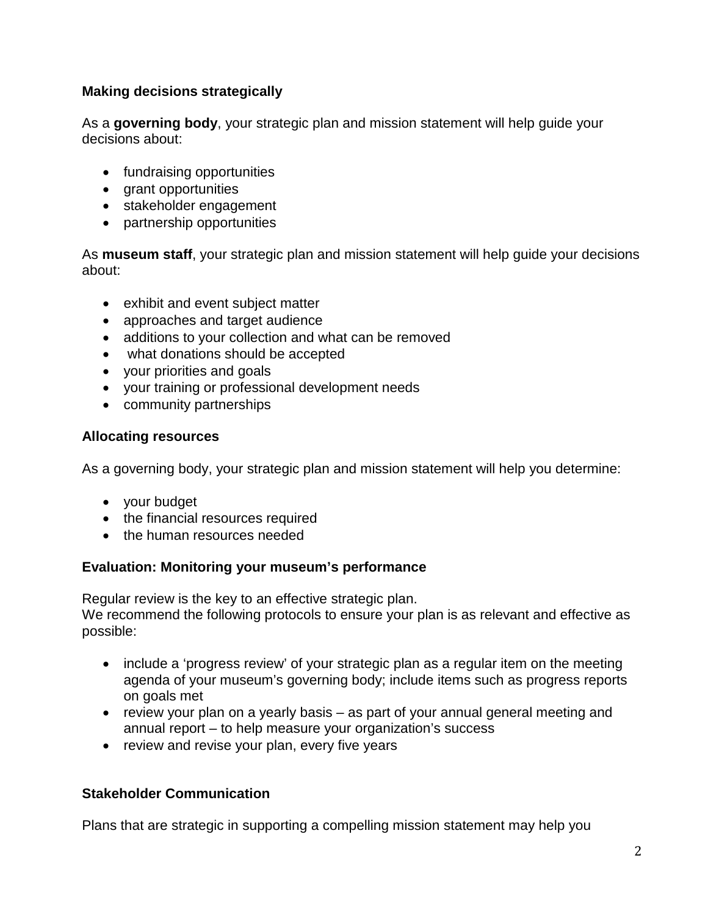## Making decisions strategically

As a **governing body**, your strategic plan and mission statement will help guide your decisions about:

- fundraising opportunities
- grant opportunities
- stakeholder engagement
- partnership opportunities

As **museum staff**, your strategic plan and mission statement will help guide your decisions about:

- exhibit and event subject matter
- approaches and target audience
- additions to your collection and what can be removed
- what donations should be accepted
- your priorities and goals
- your training or professional development needs
- community partnerships

## Allocating resources

As a governing body, your strategic plan and mission statement will help you determine:

- your budget
- the financial resources required
- the human resources needed

## Evaluation: Monitoring your museum's performance

Regular review is the key to an effective strategic plan.
We recommend the following protocols to ensure your plan is as relevant and effective as possible:

- include a 'progress review' of your strategic plan as a regular item on the meeting agenda of your museum's governing body; include items such as progress reports on goals met
- review your plan on a yearly basis – as part of your annual general meeting and annual report – to help measure your organization's success
- review and revise your plan, every five years

## Stakeholder Communication

Plans that are strategic in supporting a compelling mission statement may help you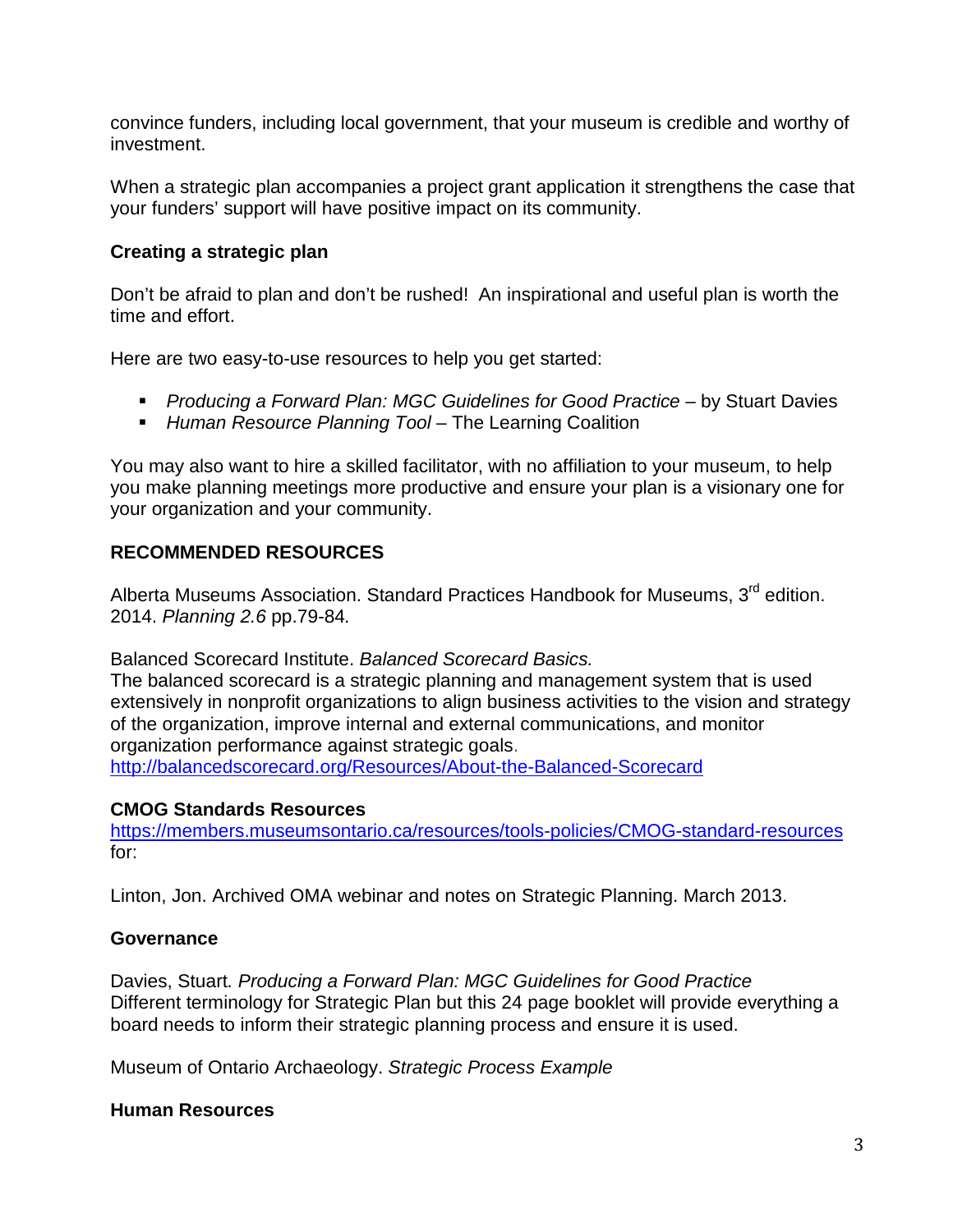convince funders, including local government, that your museum is credible and worthy of investment.

When a strategic plan accompanies a project grant application it strengthens the case that your funders' support will have positive impact on its community.

### Creating a strategic plan

Don't be afraid to plan and don't be rushed! An inspirational and useful plan is worth the time and effort.

Here are two easy-to-use resources to help you get started:

- *Producing a Forward Plan: MGC Guidelines for Good Practice* – by Stuart Davies
- *Human Resource Planning Tool* – The Learning Coalition

You may also want to hire a skilled facilitator, with no affiliation to your museum, to help you make planning meetings more productive and ensure your plan is a visionary one for your organization and your community.

### RECOMMENDED RESOURCES

Alberta Museums Association. Standard Practices Handbook for Museums, 3rd edition. 2014. *Planning 2.6* pp.79-84*.*

Balanced Scorecard Institute. *Balanced Scorecard Basics.*
The balanced scorecard is a strategic planning and management system that is used extensively in nonprofit organizations to align business activities to the vision and strategy of the organization, improve internal and external communications, and monitor organization performance against strategic goals.
[http://balancedscorecard.org/Resources/About-the-Balanced-Scorecard](http://balancedscorecard.org/Resources/About-the-Balanced-Scorecard)

**CMOG Standards Resources**
[https://members.museumsontario.ca/resources/tools-policies/CMOG-standard-resources](https://members.museumsontario.ca/resources/tools-policies/CMOG-standard-resources) for:

Linton, Jon. Archived OMA webinar and notes on Strategic Planning. March 2013.

**Governance**

Davies, Stuart*. Producing a Forward Plan: MGC Guidelines for Good Practice*
Different terminology for Strategic Plan but this 24 page booklet will provide everything a board needs to inform their strategic planning process and ensure it is used.

Museum of Ontario Archaeology. *Strategic Process Example*

**Human Resources**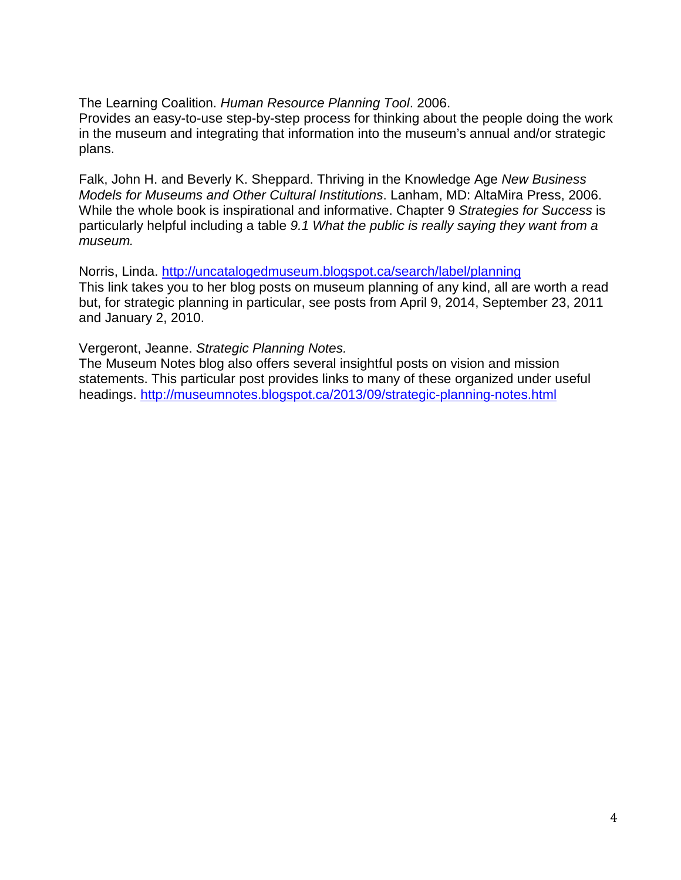The Learning Coalition. *Human Resource Planning Tool*. 2006.
Provides an easy-to-use step-by-step process for thinking about the people doing the work in the museum and integrating that information into the museum's annual and/or strategic plans.

Falk, John H. and Beverly K. Sheppard. Thriving in the Knowledge Age *New Business Models for Museums and Other Cultural Institutions*. Lanham, MD: AltaMira Press, 2006. While the whole book is inspirational and informative. Chapter 9 *Strategies for Success* is particularly helpful including a table *9.1 What the public is really saying they want from a museum.*

Norris, Linda. [http://uncatalogedmuseum.blogspot.ca/search/label/planning](http://uncatalogedmuseum.blogspot.ca/search/label/planning)
This link takes you to her blog posts on museum planning of any kind, all are worth a read but, for strategic planning in particular, see posts from April 9, 2014, September 23, 2011 and January 2, 2010.

Vergeront, Jeanne. *Strategic Planning Notes.*
The Museum Notes blog also offers several insightful posts on vision and mission statements. This particular post provides links to many of these organized under useful headings. [http://museumnotes.blogspot.ca/2013/09/strategic-planning-notes.html](http://museumnotes.blogspot.ca/2013/09/strategic-planning-notes.html)